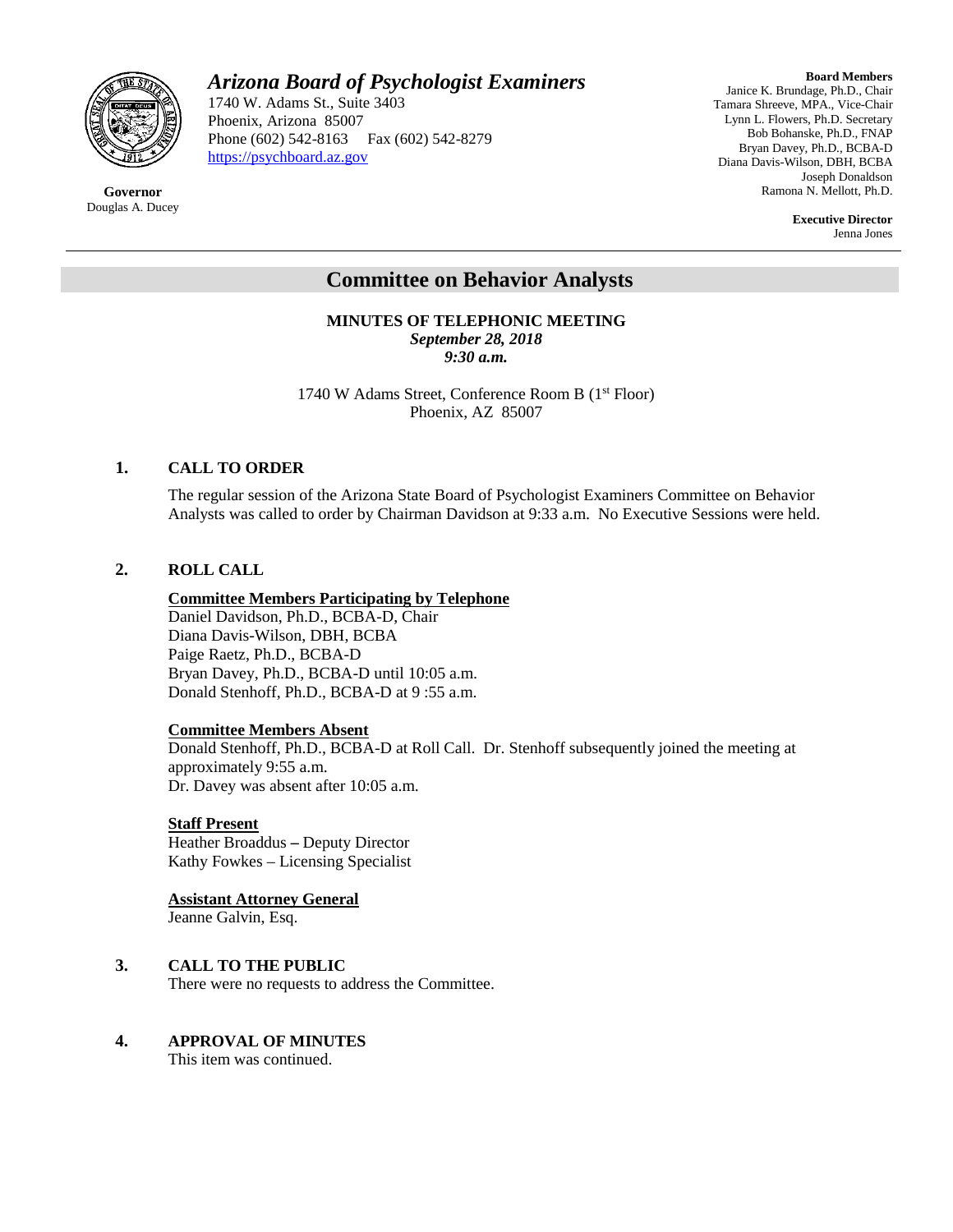# Arizona Board of Psychologist Examiners

1740 W. Adams St., Suite 3403
Phoenix, Arizona 85007
Phone (602) 542-8163 Fax (602) 542-8279
https://psychboard.az.gov

**Governor**
Douglas A. Ducey

**Board Members**
Janice K. Brundage, Ph.D., Chair
Tamara Shreeve, MPA., Vice-Chair
Lynn L. Flowers, Ph.D. Secretary
Bob Bohanske, Ph.D., FNAP
Bryan Davey, Ph.D., BCBA-D
Diana Davis-Wilson, DBH, BCBA
Joseph Donaldson
Ramona N. Mellott, Ph.D.

**Executive Director**
Jenna Jones

## Committee on Behavior Analysts

**MINUTES OF TELEPHONIC MEETING**
***September 28, 2018***
***9:30 a.m.***

1740 W Adams Street, Conference Room B (1st Floor)
Phoenix, AZ 85007

### 1. CALL TO ORDER

The regular session of the Arizona State Board of Psychologist Examiners Committee on Behavior Analysts was called to order by Chairman Davidson at 9:33 a.m. No Executive Sessions were held.

### 2. ROLL CALL

**Committee Members Participating by Telephone**
Daniel Davidson, Ph.D., BCBA-D, Chair
Diana Davis-Wilson, DBH, BCBA
Paige Raetz, Ph.D., BCBA-D
Bryan Davey, Ph.D., BCBA-D until 10:05 a.m.
Donald Stenhoff, Ph.D., BCBA-D at 9 :55 a.m.

**Committee Members Absent**
Donald Stenhoff, Ph.D., BCBA-D at Roll Call. Dr. Stenhoff subsequently joined the meeting at approximately 9:55 a.m.
Dr. Davey was absent after 10:05 a.m.

**Staff Present**
Heather Broaddus – Deputy Director
Kathy Fowkes – Licensing Specialist

**Assistant Attorney General**
Jeanne Galvin, Esq.

### 3. CALL TO THE PUBLIC

There were no requests to address the Committee.

### 4. APPROVAL OF MINUTES

This item was continued.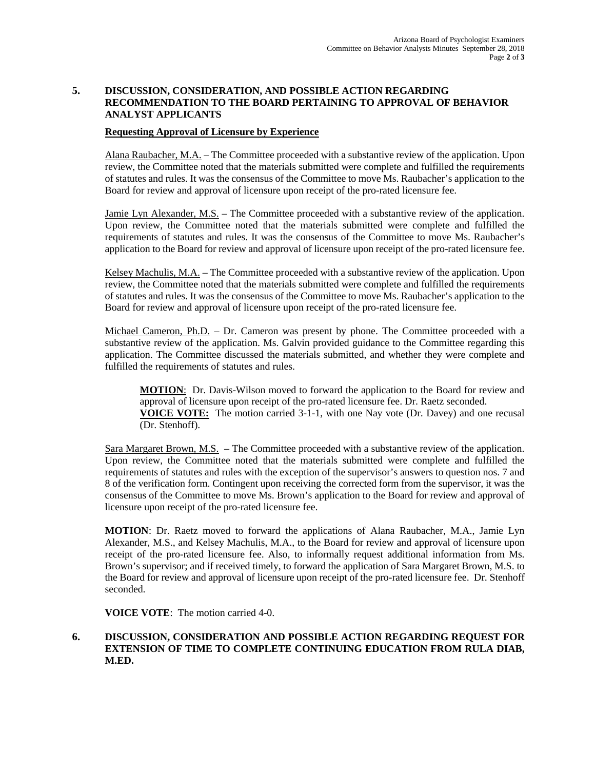## 5. DISCUSSION, CONSIDERATION, AND POSSIBLE ACTION REGARDING RECOMMENDATION TO THE BOARD PERTAINING TO APPROVAL OF BEHAVIOR ANALYST APPLICANTS

**Requesting Approval of Licensure by Experience**

Alana Raubacher, M.A. – The Committee proceeded with a substantive review of the application. Upon review, the Committee noted that the materials submitted were complete and fulfilled the requirements of statutes and rules. It was the consensus of the Committee to move Ms. Raubacher's application to the Board for review and approval of licensure upon receipt of the pro-rated licensure fee.

Jamie Lyn Alexander, M.S. – The Committee proceeded with a substantive review of the application. Upon review, the Committee noted that the materials submitted were complete and fulfilled the requirements of statutes and rules. It was the consensus of the Committee to move Ms. Raubacher's application to the Board for review and approval of licensure upon receipt of the pro-rated licensure fee.

Kelsey Machulis, M.A. – The Committee proceeded with a substantive review of the application. Upon review, the Committee noted that the materials submitted were complete and fulfilled the requirements of statutes and rules. It was the consensus of the Committee to move Ms. Raubacher's application to the Board for review and approval of licensure upon receipt of the pro-rated licensure fee.

Michael Cameron, Ph.D. – Dr. Cameron was present by phone. The Committee proceeded with a substantive review of the application. Ms. Galvin provided guidance to the Committee regarding this application. The Committee discussed the materials submitted, and whether they were complete and fulfilled the requirements of statutes and rules.

> **MOTION**: Dr. Davis-Wilson moved to forward the application to the Board for review and approval of licensure upon receipt of the pro-rated licensure fee. Dr. Raetz seconded.
> **VOICE VOTE:** The motion carried 3-1-1, with one Nay vote (Dr. Davey) and one recusal (Dr. Stenhoff).

Sara Margaret Brown, M.S. – The Committee proceeded with a substantive review of the application. Upon review, the Committee noted that the materials submitted were complete and fulfilled the requirements of statutes and rules with the exception of the supervisor's answers to question nos. 7 and 8 of the verification form. Contingent upon receiving the corrected form from the supervisor, it was the consensus of the Committee to move Ms. Brown's application to the Board for review and approval of licensure upon receipt of the pro-rated licensure fee.

**MOTION**: Dr. Raetz moved to forward the applications of Alana Raubacher, M.A., Jamie Lyn Alexander, M.S., and Kelsey Machulis, M.A., to the Board for review and approval of licensure upon receipt of the pro-rated licensure fee. Also, to informally request additional information from Ms. Brown's supervisor; and if received timely, to forward the application of Sara Margaret Brown, M.S. to the Board for review and approval of licensure upon receipt of the pro-rated licensure fee. Dr. Stenhoff seconded.

**VOICE VOTE**: The motion carried 4-0.

## 6. DISCUSSION, CONSIDERATION AND POSSIBLE ACTION REGARDING REQUEST FOR EXTENSION OF TIME TO COMPLETE CONTINUING EDUCATION FROM RULA DIAB, M.ED.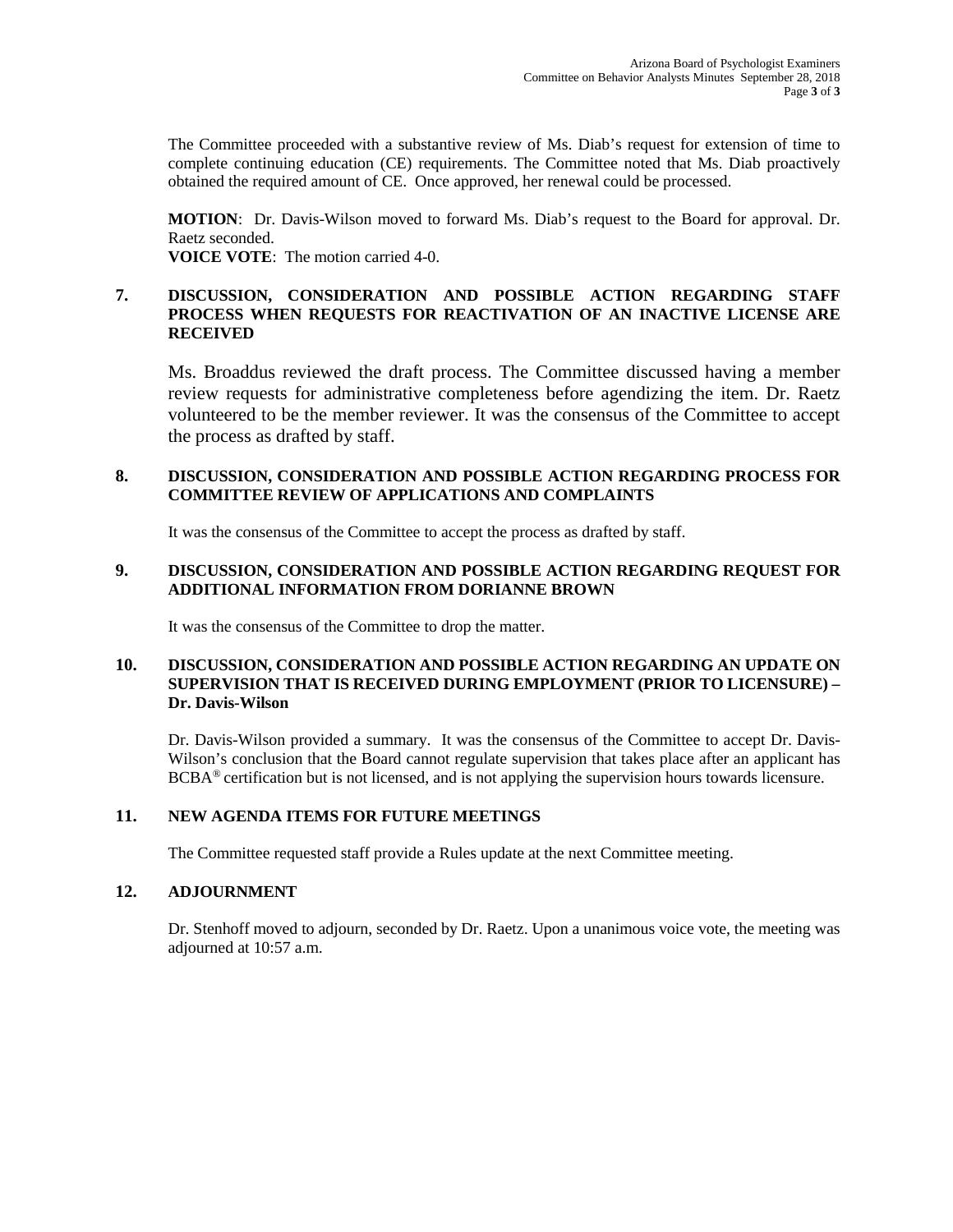The Committee proceeded with a substantive review of Ms. Diab's request for extension of time to complete continuing education (CE) requirements. The Committee noted that Ms. Diab proactively obtained the required amount of CE. Once approved, her renewal could be processed.

**MOTION**: Dr. Davis-Wilson moved to forward Ms. Diab's request to the Board for approval. Dr. Raetz seconded.
**VOICE VOTE**: The motion carried 4-0.

## 7. DISCUSSION, CONSIDERATION AND POSSIBLE ACTION REGARDING STAFF PROCESS WHEN REQUESTS FOR REACTIVATION OF AN INACTIVE LICENSE ARE RECEIVED

Ms. Broaddus reviewed the draft process. The Committee discussed having a member review requests for administrative completeness before agendizing the item. Dr. Raetz volunteered to be the member reviewer. It was the consensus of the Committee to accept the process as drafted by staff.

## 8. DISCUSSION, CONSIDERATION AND POSSIBLE ACTION REGARDING PROCESS FOR COMMITTEE REVIEW OF APPLICATIONS AND COMPLAINTS

It was the consensus of the Committee to accept the process as drafted by staff.

## 9. DISCUSSION, CONSIDERATION AND POSSIBLE ACTION REGARDING REQUEST FOR ADDITIONAL INFORMATION FROM DORIANNE BROWN

It was the consensus of the Committee to drop the matter.

## 10. DISCUSSION, CONSIDERATION AND POSSIBLE ACTION REGARDING AN UPDATE ON SUPERVISION THAT IS RECEIVED DURING EMPLOYMENT (PRIOR TO LICENSURE) – Dr. Davis-Wilson

Dr. Davis-Wilson provided a summary. It was the consensus of the Committee to accept Dr. Davis-Wilson's conclusion that the Board cannot regulate supervision that takes place after an applicant has BCBA® certification but is not licensed, and is not applying the supervision hours towards licensure.

## 11. NEW AGENDA ITEMS FOR FUTURE MEETINGS

The Committee requested staff provide a Rules update at the next Committee meeting.

## 12. ADJOURNMENT

Dr. Stenhoff moved to adjourn, seconded by Dr. Raetz. Upon a unanimous voice vote, the meeting was adjourned at 10:57 a.m.